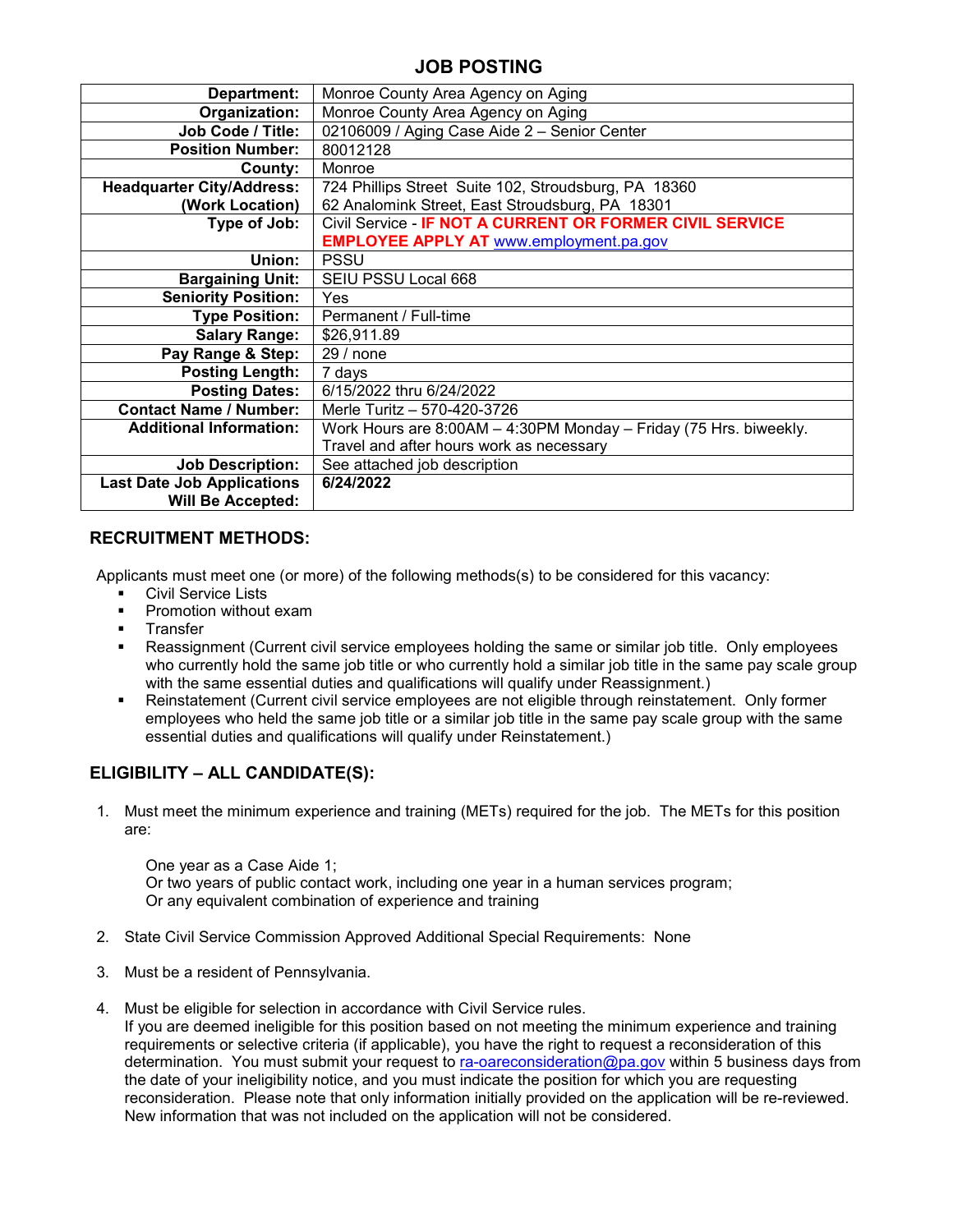# JOB POSTING

| | |
|---|---|
| **Department:** | Monroe County Area Agency on Aging |
| **Organization:** | Monroe County Area Agency on Aging |
| **Job Code / Title:** | 02106009 / Aging Case Aide 2 – Senior Center |
| **Position Number:** | 80012128 |
| **County:** | Monroe |
| **Headquarter City/Address: (Work Location)** | 724 Phillips Street Suite 102, Stroudsburg, PA 18360<br>62 Analomink Street, East Stroudsburg, PA 18301 |
| **Type of Job:** | Civil Service - **IF NOT A CURRENT OR FORMER CIVIL SERVICE EMPLOYEE APPLY AT** www.employment.pa.gov |
| **Union:** | PSSU |
| **Bargaining Unit:** | SEIU PSSU Local 668 |
| **Seniority Position:** | Yes |
| **Type Position:** | Permanent / Full-time |
| **Salary Range:** | $26,911.89 |
| **Pay Range & Step:** | 29 / none |
| **Posting Length:** | 7 days |
| **Posting Dates:** | 6/15/2022 thru 6/24/2022 |
| **Contact Name / Number:** | Merle Turitz – 570-420-3726 |
| **Additional Information:** | Work Hours are 8:00AM – 4:30PM Monday – Friday (75 Hrs. biweekly. Travel and after hours work as necessary |
| **Job Description:** | See attached job description |
| **Last Date Job Applications Will Be Accepted:** | **6/24/2022** |

## RECRUITMENT METHODS:

Applicants must meet one (or more) of the following methods(s) to be considered for this vacancy:

- Civil Service Lists
- Promotion without exam
- Transfer
- Reassignment (Current civil service employees holding the same or similar job title. Only employees who currently hold the same job title or who currently hold a similar job title in the same pay scale group with the same essential duties and qualifications will qualify under Reassignment.)
- Reinstatement (Current civil service employees are not eligible through reinstatement. Only former employees who held the same job title or a similar job title in the same pay scale group with the same essential duties and qualifications will qualify under Reinstatement.)

## ELIGIBILITY – ALL CANDIDATE(S):

1. Must meet the minimum experience and training (METs) required for the job. The METs for this position are:

   One year as a Case Aide 1;
   Or two years of public contact work, including one year in a human services program;
   Or any equivalent combination of experience and training

2. State Civil Service Commission Approved Additional Special Requirements: None

3. Must be a resident of Pennsylvania.

4. Must be eligible for selection in accordance with Civil Service rules.
   If you are deemed ineligible for this position based on not meeting the minimum experience and training requirements or selective criteria (if applicable), you have the right to request a reconsideration of this determination. You must submit your request to ra-oareconsideration@pa.gov within 5 business days from the date of your ineligibility notice, and you must indicate the position for which you are requesting reconsideration. Please note that only information initially provided on the application will be re-reviewed. New information that was not included on the application will not be considered.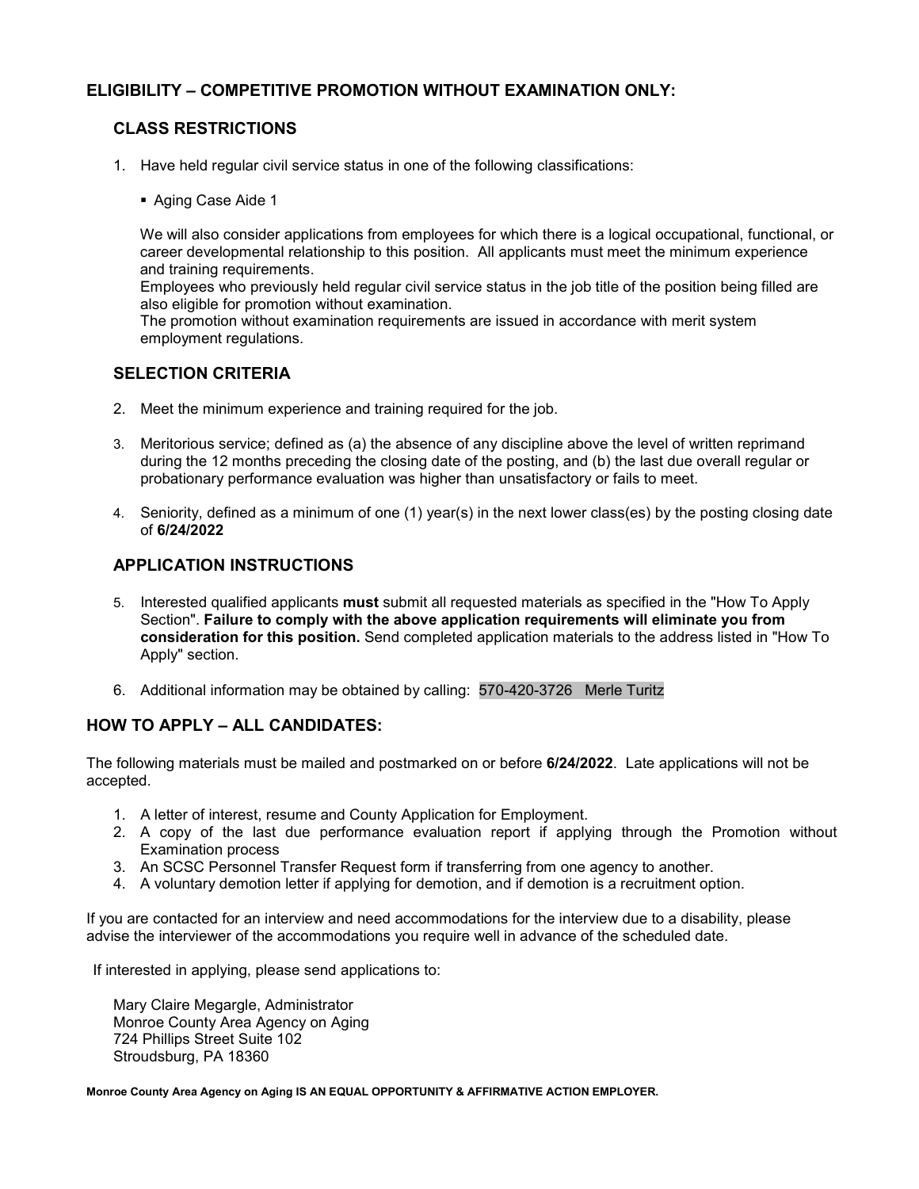## ELIGIBILITY – COMPETITIVE PROMOTION WITHOUT EXAMINATION ONLY:

### CLASS RESTRICTIONS

1. Have held regular civil service status in one of the following classifications:

   - Aging Case Aide 1

   We will also consider applications from employees for which there is a logical occupational, functional, or career developmental relationship to this position. All applicants must meet the minimum experience and training requirements.
   Employees who previously held regular civil service status in the job title of the position being filled are also eligible for promotion without examination.
   The promotion without examination requirements are issued in accordance with merit system employment regulations.

### SELECTION CRITERIA

2. Meet the minimum experience and training required for the job.

3. Meritorious service; defined as (a) the absence of any discipline above the level of written reprimand during the 12 months preceding the closing date of the posting, and (b) the last due overall regular or probationary performance evaluation was higher than unsatisfactory or fails to meet.

4. Seniority, defined as a minimum of one (1) year(s) in the next lower class(es) by the posting closing date of **6/24/2022**

### APPLICATION INSTRUCTIONS

5. Interested qualified applicants **must** submit all requested materials as specified in the "How To Apply Section". **Failure to comply with the above application requirements will eliminate you from consideration for this position.** Send completed application materials to the address listed in "How To Apply" section.

6. Additional information may be obtained by calling: 570-420-3726 Merle Turitz

## HOW TO APPLY – ALL CANDIDATES:

The following materials must be mailed and postmarked on or before **6/24/2022**. Late applications will not be accepted.

1. A letter of interest, resume and County Application for Employment.
2. A copy of the last due performance evaluation report if applying through the Promotion without Examination process
3. An SCSC Personnel Transfer Request form if transferring from one agency to another.
4. A voluntary demotion letter if applying for demotion, and if demotion is a recruitment option.

If you are contacted for an interview and need accommodations for the interview due to a disability, please advise the interviewer of the accommodations you require well in advance of the scheduled date.

If interested in applying, please send applications to:

Mary Claire Megargle, Administrator
Monroe County Area Agency on Aging
724 Phillips Street Suite 102
Stroudsburg, PA 18360

**Monroe County Area Agency on Aging IS AN EQUAL OPPORTUNITY & AFFIRMATIVE ACTION EMPLOYER.**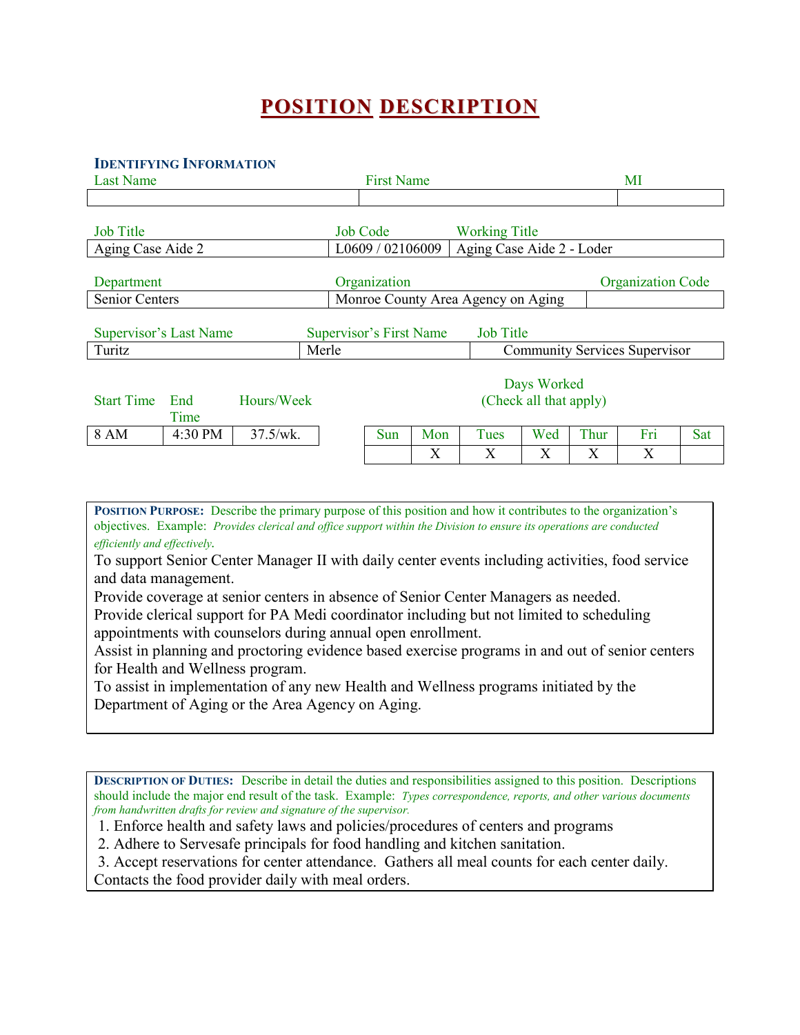# POSITION DESCRIPTION

### IDENTIFYING INFORMATION

| Last Name | First Name | MI |
|---|---|---|
| | | |

| Job Title | Job Code | Working Title |
|---|---|---|
| Aging Case Aide 2 | L0609 / 02106009 | Aging Case Aide 2 - Loder |

| Department | Organization | Organization Code |
|---|---|---|
| Senior Centers | Monroe County Area Agency on Aging | |

| Supervisor's Last Name | Supervisor's First Name | Job Title |
|---|---|---|
| Turitz | Merle | Community Services Supervisor |

| Start Time | End Time | Hours/Week |
|---|---|---|
| 8 AM | 4:30 PM | 37.5/wk. |

Days Worked (Check all that apply)

| Sun | Mon | Tues | Wed | Thur | Fri | Sat |
|---|---|---|---|---|---|---|
| | X | X | X | X | X | |

**POSITION PURPOSE:** Describe the primary purpose of this position and how it contributes to the organization's objectives. Example: *Provides clerical and office support within the Division to ensure its operations are conducted efficiently and effectively.*

To support Senior Center Manager II with daily center events including activities, food service and data management.

Provide coverage at senior centers in absence of Senior Center Managers as needed.

Provide clerical support for PA Medi coordinator including but not limited to scheduling appointments with counselors during annual open enrollment.

Assist in planning and proctoring evidence based exercise programs in and out of senior centers for Health and Wellness program.

To assist in implementation of any new Health and Wellness programs initiated by the Department of Aging or the Area Agency on Aging.

**DESCRIPTION OF DUTIES:** Describe in detail the duties and responsibilities assigned to this position. Descriptions should include the major end result of the task. Example: *Types correspondence, reports, and other various documents from handwritten drafts for review and signature of the supervisor.*

1. Enforce health and safety laws and policies/procedures of centers and programs
2. Adhere to Servesafe principals for food handling and kitchen sanitation.
3. Accept reservations for center attendance. Gathers all meal counts for each center daily. Contacts the food provider daily with meal orders.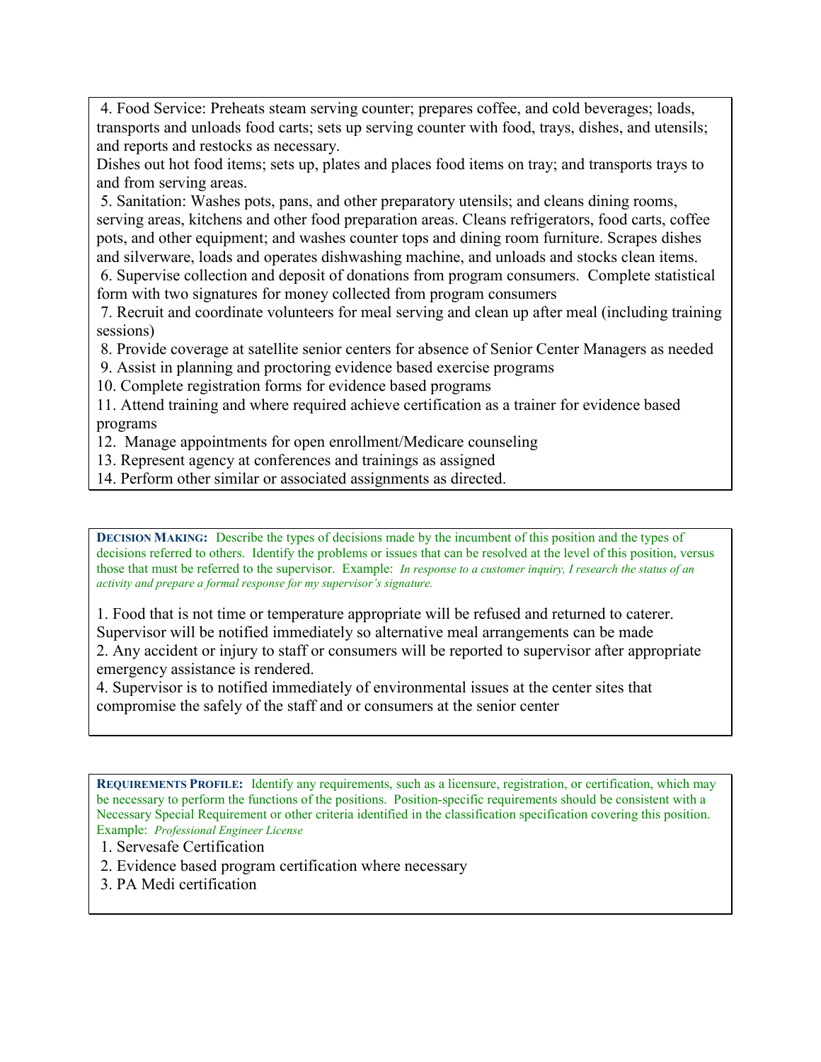4. Food Service: Preheats steam serving counter; prepares coffee, and cold beverages; loads, transports and unloads food carts; sets up serving counter with food, trays, dishes, and utensils; and reports and restocks as necessary.
Dishes out hot food items; sets up, plates and places food items on tray; and transports trays to and from serving areas.
5. Sanitation: Washes pots, pans, and other preparatory utensils; and cleans dining rooms, serving areas, kitchens and other food preparation areas. Cleans refrigerators, food carts, coffee pots, and other equipment; and washes counter tops and dining room furniture. Scrapes dishes and silverware, loads and operates dishwashing machine, and unloads and stocks clean items.
6. Supervise collection and deposit of donations from program consumers. Complete statistical form with two signatures for money collected from program consumers
7. Recruit and coordinate volunteers for meal serving and clean up after meal (including training sessions)
8. Provide coverage at satellite senior centers for absence of Senior Center Managers as needed
9. Assist in planning and proctoring evidence based exercise programs
10. Complete registration forms for evidence based programs
11. Attend training and where required achieve certification as a trainer for evidence based programs
12. Manage appointments for open enrollment/Medicare counseling
13. Represent agency at conferences and trainings as assigned
14. Perform other similar or associated assignments as directed.

**DECISION MAKING:** Describe the types of decisions made by the incumbent of this position and the types of decisions referred to others. Identify the problems or issues that can be resolved at the level of this position, versus those that must be referred to the supervisor. Example: *In response to a customer inquiry, I research the status of an activity and prepare a formal response for my supervisor's signature.*

1. Food that is not time or temperature appropriate will be refused and returned to caterer. Supervisor will be notified immediately so alternative meal arrangements can be made
2. Any accident or injury to staff or consumers will be reported to supervisor after appropriate emergency assistance is rendered.
4. Supervisor is to notified immediately of environmental issues at the center sites that compromise the safely of the staff and or consumers at the senior center

**REQUIREMENTS PROFILE:** Identify any requirements, such as a licensure, registration, or certification, which may be necessary to perform the functions of the positions. Position-specific requirements should be consistent with a Necessary Special Requirement or other criteria identified in the classification specification covering this position. Example: *Professional Engineer License*

1. Servesafe Certification
2. Evidence based program certification where necessary
3. PA Medi certification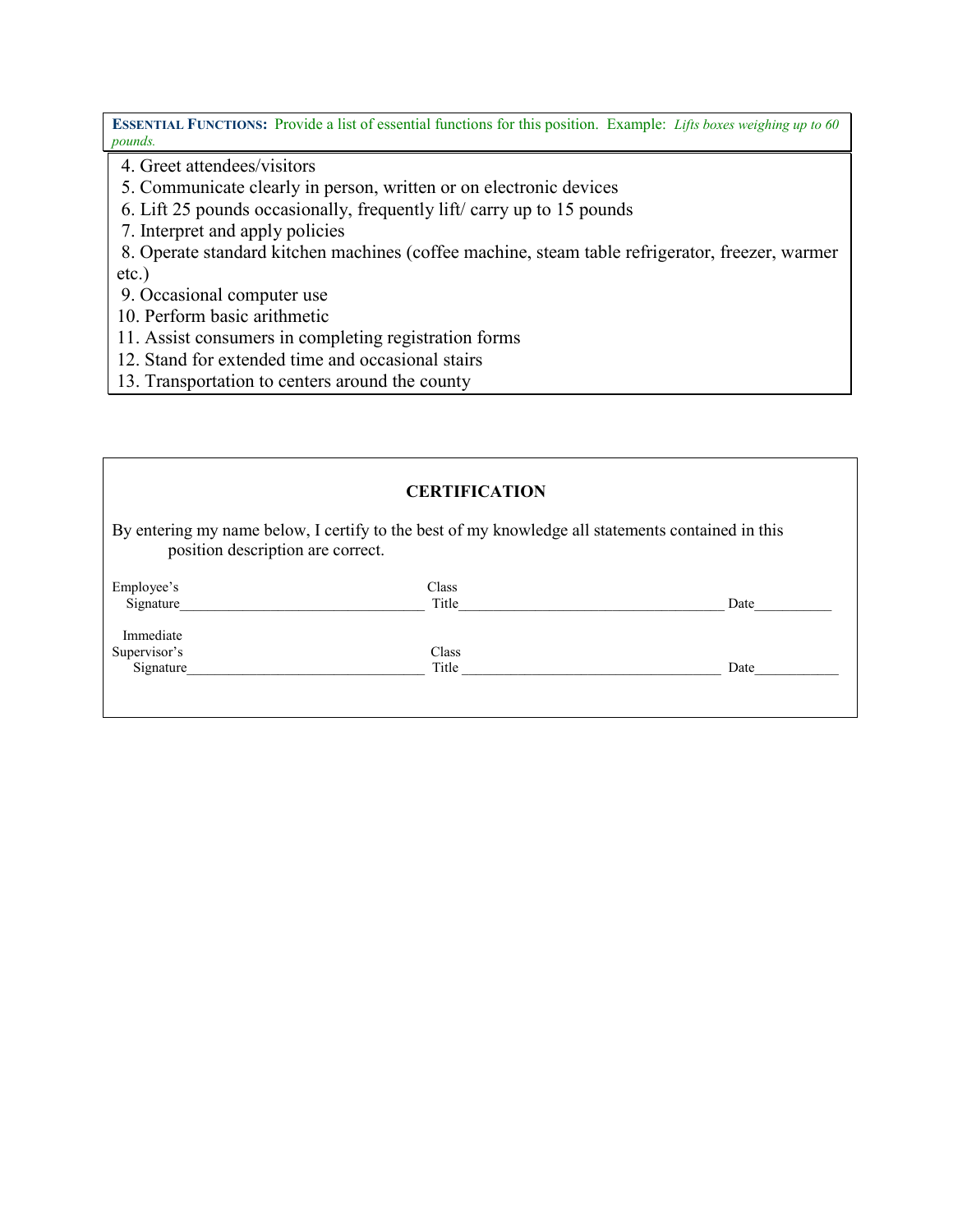**ESSENTIAL FUNCTIONS:** Provide a list of essential functions for this position. Example: *Lifts boxes weighing up to 60 pounds.*

4. Greet attendees/visitors
5. Communicate clearly in person, written or on electronic devices
6. Lift 25 pounds occasionally, frequently lift/ carry up to 15 pounds
7. Interpret and apply policies
8. Operate standard kitchen machines (coffee machine, steam table refrigerator, freezer, warmer etc.)
9. Occasional computer use
10. Perform basic arithmetic
11. Assist consumers in completing registration forms
12. Stand for extended time and occasional stairs
13. Transportation to centers around the county

**CERTIFICATION**

By entering my name below, I certify to the best of my knowledge all statements contained in this position description are correct.

Employee's Signature__________________________________ Class Title_____________________________________ Date___________

Immediate Supervisor's Signature__________________________________ Class Title _____________________________________ Date____________